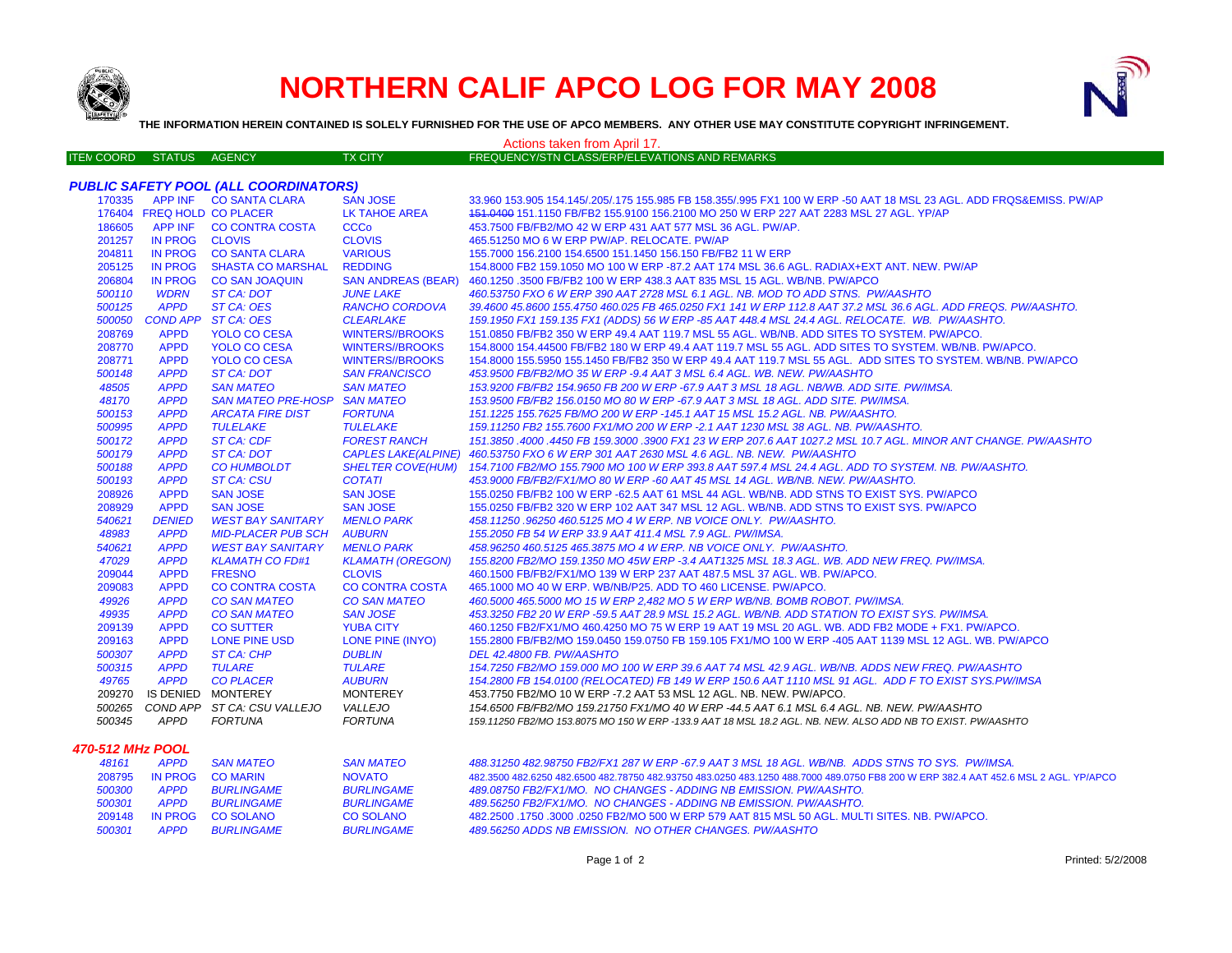# NORTHERN CALIF APCO LOG FOR MAY 2008

**THE INFORMATION HEREIN CONTAINED IS SOLELY FURNISHED FOR THE USE OF APCO MEMBERS. ANY OTHER USE MAY CONSTITUTE COPYRIGHT INFRINGEMENT.**

Actions taken from April 17.

## PUBLIC SAFETY POOL (ALL COORDINATORS)

| ITEM COORD | STATUS | AGENCY | TX CITY | FREQUENCY/STN CLASS/ERP/ELEVATIONS AND REMARKS |
|---|---|---|---|---|
| 170335 | APP INF | CO SANTA CLARA | SAN JOSE | 33.960 153.905 154.145/.205/.175 155.985 FB 158.355/.995 FX1 100 W ERP -50 AAT 18 MSL 23 AGL. ADD FRQS&EMISS. PW/AP |
| 176404 | FREQ HOLD | CO PLACER | LK TAHOE AREA | ~~151.0400~~ 151.1150 FB/FB2 155.9100 156.2100 MO 250 W ERP 227 AAT 2283 MSL 27 AGL. YP/AP |
| 186605 | APP INF | CO CONTRA COSTA | CCCo | 453.7500 FB/FB2/MO 42 W ERP 431 AAT 577 MSL 36 AGL. PW/AP. |
| 201257 | IN PROG | CLOVIS | CLOVIS | 465.51250 MO 6 W ERP PW/AP. RELOCATE. PW/AP |
| 204811 | IN PROG | CO SANTA CLARA | VARIOUS | 155.7000 156.2100 154.6500 151.1450 156.150 FB/FB2 11 W ERP |
| 205125 | IN PROG | SHASTA CO MARSHAL | REDDING | 154.8000 FB2 159.1050 MO 100 W ERP -87.2 AAT 174 MSL 36.6 AGL. RADIAX+EXT ANT. NEW. PW/AP |
| 206804 | IN PROG | CO SAN JOAQUIN | SAN ANDREAS (BEAR) | 460.1250 .3500 FB/FB2 100 W ERP 438.3 AAT 835 MSL 15 AGL. WB/NB. PW/APCO |
| *500110* | *WDRN* | *ST CA: DOT* | *JUNE LAKE* | *460.53750 FXO 6 W ERP 390 AAT 2728 MSL 6.1 AGL. NB. MOD TO ADD STNS. PW/AASHTO* |
| *500125* | *APPD* | *ST CA: OES* | *RANCHO CORDOVA* | *39.4600 45.8600 155.4750 460.025 FB 465.0250 FX1 141 W ERP 112.8 AAT 37.2 MSL 36.6 AGL. ADD FREQS. PW/AASHTO.* |
| *500050* | *COND APP* | *ST CA: OES* | *CLEARLAKE* | *159.1950 FX1 159.135 FX1 (ADDS) 56 W ERP -85 AAT 448.4 MSL 24.4 AGL. RELOCATE. WB. PW/AASHTO.* |
| 208769 | APPD | YOLO CO CESA | WINTERS//BROOKS | 151.0850 FB/FB2 350 W ERP 49.4 AAT 119.7 MSL 55 AGL. WB/NB. ADD SITES TO SYSTEM. PW/APCO. |
| 208770 | APPD | YOLO CO CESA | WINTERS//BROOKS | 154.8000 154.44500 FB/FB2 180 W ERP 49.4 AAT 119.7 MSL 55 AGL. ADD SITES TO SYSTEM. WB/NB. PW/APCO. |
| 208771 | APPD | YOLO CO CESA | WINTERS//BROOKS | 154.8000 155.5950 155.1450 FB/FB2 350 W ERP 49.4 AAT 119.7 MSL 55 AGL. ADD SITES TO SYSTEM. WB/NB. PW/APCO |
| *500148* | *APPD* | *ST CA: DOT* | *SAN FRANCISCO* | *453.9500 FB/FB2/MO 35 W ERP -9.4 AAT 3 MSL 6.4 AGL. WB. NEW. PW/AASHTO* |
| *48505* | *APPD* | *SAN MATEO* | *SAN MATEO* | *153.9200 FB/FB2 154.9650 FB 200 W ERP -67.9 AAT 3 MSL 18 AGL. NB/WB. ADD SITE. PW/IMSA.* |
| *48170* | *APPD* | *SAN MATEO PRE-HOSP* | *SAN MATEO* | *153.9500 FB/FB2 156.0150 MO 80 W ERP -67.9 AAT 3 MSL 18 AGL. ADD SITE. PW/IMSA.* |
| *500153* | *APPD* | *ARCATA FIRE DIST* | *FORTUNA* | *151.1225 155.7625 FB/MO 200 W ERP -145.1 AAT 15 MSL 15.2 AGL. NB. PW/AASHTO.* |
| *500995* | *APPD* | *TULELAKE* | *TULELAKE* | *159.11250 FB2 155.7600 FX1/MO 200 W ERP -2.1 AAT 1230 MSL 38 AGL. NB. PW/AASHTO.* |
| *500172* | *APPD* | *ST CA: CDF* | *FOREST RANCH* | *151.3850 .4000 .4450 FB 159.3000 .3900 FX1 23 W ERP 207.6 AAT 1027.2 MSL 10.7 AGL. MINOR ANT CHANGE. PW/AASHTO* |
| *500179* | *APPD* | *ST CA: DOT* | *CAPLES LAKE(ALPINE)* | *460.53750 FXO 6 W ERP 301 AAT 2630 MSL 4.6 AGL. NB. NEW. PW/AASHTO* |
| *500188* | *APPD* | *CO HUMBOLDT* | *SHELTER COVE(HUM)* | *154.7100 FB2/MO 155.7900 MO 100 W ERP 393.8 AAT 597.4 MSL 24.4 AGL. ADD TO SYSTEM. NB. PW/AASHTO.* |
| *500193* | *APPD* | *ST CA: CSU* | *COTATI* | *453.9000 FB/FB2/FX1/MO 80 W ERP -60 AAT 45 MSL 14 AGL. WB/NB. NEW. PW/AASHTO.* |
| 208926 | APPD | SAN JOSE | SAN JOSE | 155.0250 FB/FB2 100 W ERP -62.5 AAT 61 MSL 44 AGL. WB/NB. ADD STNS TO EXIST SYS. PW/APCO |
| 208929 | APPD | SAN JOSE | SAN JOSE | 155.0250 FB/FB2 320 W ERP 102 AAT 347 MSL 12 AGL. WB/NB. ADD STNS TO EXIST SYS. PW/APCO |
| *540621* | *DENIED* | *WEST BAY SANITARY* | *MENLO PARK* | *458.11250 .96250 460.5125 MO 4 W ERP. NB VOICE ONLY. PW/AASHTO.* |
| *48983* | *APPD* | *MID-PLACER PUB SCH* | *AUBURN* | *155.2050 FB 54 W ERP 33.9 AAT 411.4 MSL 7.9 AGL. PW/IMSA.* |
| *540621* | *APPD* | *WEST BAY SANITARY* | *MENLO PARK* | *458.96250 460.5125 465.3875 MO 4 W ERP. NB VOICE ONLY. PW/AASHTO.* |
| *47029* | *APPD* | *KLAMATH CO FD#1* | *KLAMATH (OREGON)* | *155.8200 FB2/MO 159.1350 MO 45W ERP -3.4 AAT1325 MSL 18.3 AGL. WB. ADD NEW FREQ. PW/IMSA.* |
| 209044 | APPD | FRESNO | CLOVIS | 460.1500 FB/FB2/FX1/MO 139 W ERP 237 AAT 487.5 MSL 37 AGL. WB. PW/APCO. |
| 209083 | APPD | CO CONTRA COSTA | CO CONTRA COSTA | 465.1000 MO 40 W ERP. WB/NB/P25. ADD TO 460 LICENSE. PW/APCO. |
| *49926* | *APPD* | *CO SAN MATEO* | *CO SAN MATEO* | *460.5000 465.5000 MO 15 W ERP 2,482 MO 5 W ERP WB/NB. BOMB ROBOT. PW/IMSA.* |
| *49935* | *APPD* | *CO SAN MATEO* | *SAN JOSE* | *453.3250 FB2 20 W ERP -59.5 AAT 28.9 MSL 15.2 AGL. WB/NB. ADD STATION TO EXIST SYS. PW/IMSA.* |
| 209139 | APPD | CO SUTTER | YUBA CITY | 460.1250 FB2/FX1/MO 460.4250 MO 75 W ERP 19 AAT 19 MSL 20 AGL. WB. ADD FB2 MODE + FX1. PW/APCO. |
| 209163 | APPD | LONE PINE USD | LONE PINE (INYO) | 155.2800 FB/FB2/MO 159.0450 159.0750 FB 159.105 FX1/MO 100 W ERP -405 AAT 1139 MSL 12 AGL. WB. PW/APCO |
| *500307* | *APPD* | *ST CA: CHP* | *DUBLIN* | *DEL 42.4800 FB. PW/AASHTO* |
| *500315* | *APPD* | *TULARE* | *TULARE* | *154.7250 FB2/MO 159.000 MO 100 W ERP 39.6 AAT 74 MSL 42.9 AGL. WB/NB. ADDS NEW FREQ. PW/AASHTO* |
| *49765* | *APPD* | *CO PLACER* | *AUBURN* | *154.2800 FB 154.0100 (RELOCATED) FB 149 W ERP 150.6 AAT 1110 MSL 91 AGL. ADD F TO EXIST SYS.PW/IMSA* |
| 209270 | IS DENIED | MONTEREY | MONTEREY | 453.7750 FB2/MO 10 W ERP -7.2 AAT 53 MSL 12 AGL. NB. NEW. PW/APCO. |
| *500265* | *COND APP* | *ST CA: CSU VALLEJO* | *VALLEJO* | *154.6500 FB/FB2/MO 159.21750 FX1/MO 40 W ERP -44.5 AAT 6.1 MSL 6.4 AGL. NB. NEW. PW/AASHTO* |
| *500345* | *APPD* | *FORTUNA* | *FORTUNA* | *159.11250 FB2/MO 153.8075 MO 150 W ERP -133.9 AAT 18 MSL 18.2 AGL. NB. NEW. ALSO ADD NB TO EXIST. PW/AASHTO* |

## 470-512 MHz POOL

| ITEM COORD | STATUS | AGENCY | TX CITY | FREQUENCY/STN CLASS/ERP/ELEVATIONS AND REMARKS |
|---|---|---|---|---|
| *48161* | *APPD* | *SAN MATEO* | *SAN MATEO* | *488.31250 482.98750 FB2/FX1 287 W ERP -67.9 AAT 3 MSL 18 AGL. WB/NB. ADDS STNS TO SYS. PW/IMSA.* |
| 208795 | IN PROG | CO MARIN | NOVATO | 482.3500 482.6250 482.6500 482.78750 482.93750 483.0250 483.1250 488.7000 489.0750 FB8 200 W ERP 382.4 AAT 452.6 MSL 2 AGL. YP/APCO |
| *500300* | *APPD* | *BURLINGAME* | *BURLINGAME* | *489.08750 FB2/FX1/MO. NO CHANGES - ADDING NB EMISSION. PW/AASHTO.* |
| *500301* | *APPD* | *BURLINGAME* | *BURLINGAME* | *489.56250 FB2/FX1/MO. NO CHANGES - ADDING NB EMISSION. PW/AASHTO.* |
| 209148 | IN PROG | CO SOLANO | CO SOLANO | 482.2500 .1750 .3000 .0250 FB2/MO 500 W ERP 579 AAT 815 MSL 50 AGL. MULTI SITES. NB. PW/APCO. |
| *500301* | *APPD* | *BURLINGAME* | *BURLINGAME* | *489.56250 ADDS NB EMISSION. NO OTHER CHANGES. PW/AASHTO* |

Printed: 5/2/2008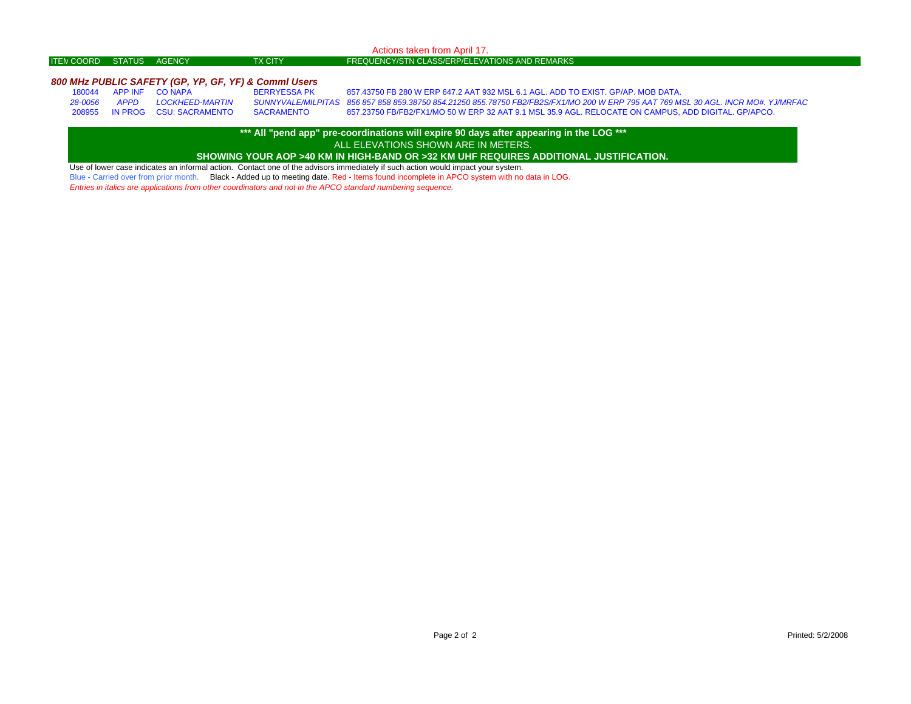Actions taken from April 17.

| ITEM COORD | STATUS | AGENCY | TX CITY | FREQUENCY/STN CLASS/ERP/ELEVATIONS AND REMARKS |
|---|---|---|---|---|
| ***800 MHz PUBLIC SAFETY (GP, YP, GF, YF) & Comml Users*** | | | | |
| 180044 | APP INF | CO NAPA | BERRYESSA PK | 857.43750 FB 280 W ERP 647.2 AAT 932 MSL 6.1 AGL. ADD TO EXIST. GP/AP. MOB DATA. |
| *28-0056* | *APPD* | *LOCKHEED-MARTIN* | *SUNNYVALE/MILPITAS* | *856 857 858 859.38750 854.21250 855.78750 FB2/FB2S/FX1/MO 200 W ERP 795 AAT 769 MSL 30 AGL. INCR MO#. YJ/MRFAC* |
| 208955 | IN PROG | CSU: SACRAMENTO | SACRAMENTO | 857.23750 FB/FB2/FX1/MO 50 W ERP 32 AAT 9.1 MSL 35.9 AGL. RELOCATE ON CAMPUS, ADD DIGITAL. GP/APCO. |

**\*\*\* All "pend app" pre-coordinations will expire 90 days after appearing in the LOG \*\*\***

ALL ELEVATIONS SHOWN ARE IN METERS.

**SHOWING YOUR AOP >40 KM IN HIGH-BAND OR >32 KM UHF REQUIRES ADDITIONAL JUSTIFICATION.**

Use of lower case indicates an informal action. Contact one of the advisors immediately if such action would impact your system.

Blue - Carried over from prior month. Black - Added up to meeting date. Red - Items found incomplete in APCO system with no data in LOG.

*Entries in italics are applications from other coordinators and not in the APCO standard numbering sequence.*

Printed: 5/2/2008